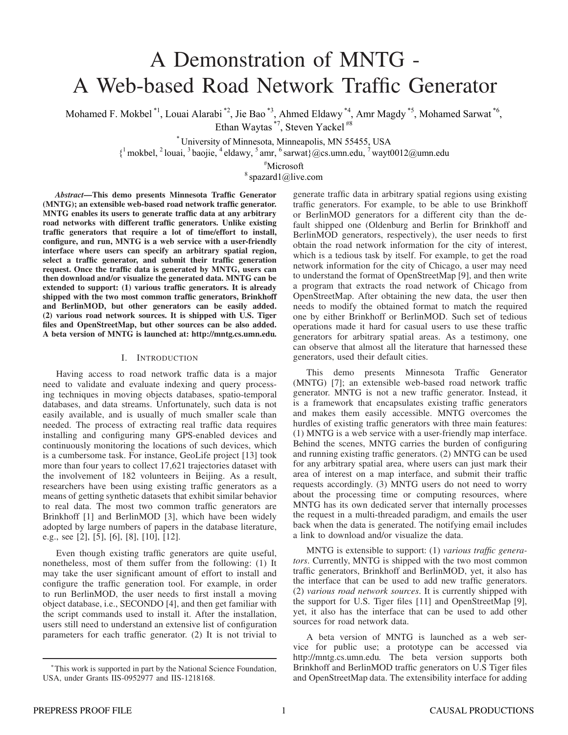# A Demonstration of MNTG - A Web-based Road Network Traffic Generator

Mohamed F. Mokbel [*1], Louai Alarabi [*2], Jie Bao [*3], Ahmed Eldawy [*4], Amr Magdy [*5], Mohamed Sarwat [*6], Ethan Waytas [*7], Steven Yackel [#8]

[*] University of Minnesota, Minneapolis, MN 55455, USA

{[1] mokbel, [2] louai, [3] baojie, [4] eldawy, [5] amr, [6] sarwat}@cs.umn.edu, [7] wayt0012@umn.edu

[#] Microsoft

[8] spazard1@live.com

***Abstract*—This demo presents Minnesota Traffic Generator (MNTG); an extensible web-based road network traffic generator. MNTG enables its users to generate traffic data at any arbitrary road networks with different traffic generators. Unlike existing traffic generators that require a lot of time/effort to install, configure, and run, MNTG is a web service with a user-friendly interface where users can specify an arbitrary spatial region, select a traffic generator, and submit their traffic generation request. Once the traffic data is generated by MNTG, users can then download and/or visualize the generated data. MNTG can be extended to support: (1) various traffic generators. It is already shipped with the two most common traffic generators, Brinkhoff and BerlinMOD, but other generators can be easily added. (2) various road network sources. It is shipped with U.S. Tiger files and OpenStreetMap, but other sources can be also added. A beta version of MNTG is launched at: http://mntg.cs.umn.edu.**

## I. Introduction

Having access to road network traffic data is a major need to validate and evaluate indexing and query processing techniques in moving objects databases, spatio-temporal databases, and data streams. Unfortunately, such data is not easily available, and is usually of much smaller scale than needed. The process of extracting real traffic data requires installing and configuring many GPS-enabled devices and continuously monitoring the locations of such devices, which is a cumbersome task. For instance, GeoLife project [13] took more than four years to collect 17,621 trajectories dataset with the involvement of 182 volunteers in Beijing. As a result, researchers have been using existing traffic generators as a means of getting synthetic datasets that exhibit similar behavior to real data. The most two common traffic generators are Brinkhoff [1] and BerlinMOD [3], which have been widely adopted by large numbers of papers in the database literature, e.g., see [2], [5], [6], [8], [10], [12].

Even though existing traffic generators are quite useful, nonetheless, most of them suffer from the following: (1) It may take the user significant amount of effort to install and configure the traffic generation tool. For example, in order to run BerlinMOD, the user needs to first install a moving object database, i.e., SECONDO [4], and then get familiar with the script commands used to install it. After the installation, users still need to understand an extensive list of configuration parameters for each traffic generator. (2) It is not trivial to generate traffic data in arbitrary spatial regions using existing traffic generators. For example, to be able to use Brinkhoff or BerlinMOD generators for a different city than the default shipped one (Oldenburg and Berlin for Brinkhoff and BerlinMOD generators, respectively), the user needs to first obtain the road network information for the city of interest, which is a tedious task by itself. For example, to get the road network information for the city of Chicago, a user may need to understand the format of OpenStreetMap [9], and then write a program that extracts the road network of Chicago from OpenStreetMap. After obtaining the new data, the user then needs to modify the obtained format to match the required one by either Brinkhoff or BerlinMOD. Such set of tedious operations made it hard for casual users to use these traffic generators for arbitrary spatial areas. As a testimony, one can observe that almost all the literature that harnessed these generators, used their default cities.

This demo presents Minnesota Traffic Generator (MNTG) [7]; an extensible web-based road network traffic generator. MNTG is not a new traffic generator. Instead, it is a framework that encapsulates existing traffic generators and makes them easily accessible. MNTG overcomes the hurdles of existing traffic generators with three main features: (1) MNTG is a web service with a user-friendly map interface. Behind the scenes, MNTG carries the burden of configuring and running existing traffic generators. (2) MNTG can be used for any arbitrary spatial area, where users can just mark their area of interest on a map interface, and submit their traffic requests accordingly. (3) MNTG users do not need to worry about the processing time or computing resources, where MNTG has its own dedicated server that internally processes the request in a multi-threaded paradigm, and emails the user back when the data is generated. The notifying email includes a link to download and/or visualize the data.

MNTG is extensible to support: (1) *various traffic generators*. Currently, MNTG is shipped with the two most common traffic generators, Brinkhoff and BerlinMOD, yet, it also has the interface that can be used to add new traffic generators. (2) *various road network sources*. It is currently shipped with the support for U.S. Tiger files [11] and OpenStreetMap [9], yet, it also has the interface that can be used to add other sources for road network data.

A beta version of MNTG is launched as a web service for public use; a prototype can be accessed via http://mntg.cs.umn.edu. The beta version supports both Brinkhoff and BerlinMOD traffic generators on U.S Tiger files and OpenStreetMap data. The extensibility interface for adding

[*] This work is supported in part by the National Science Foundation, USA, under Grants IIS-0952977 and IIS-1218168.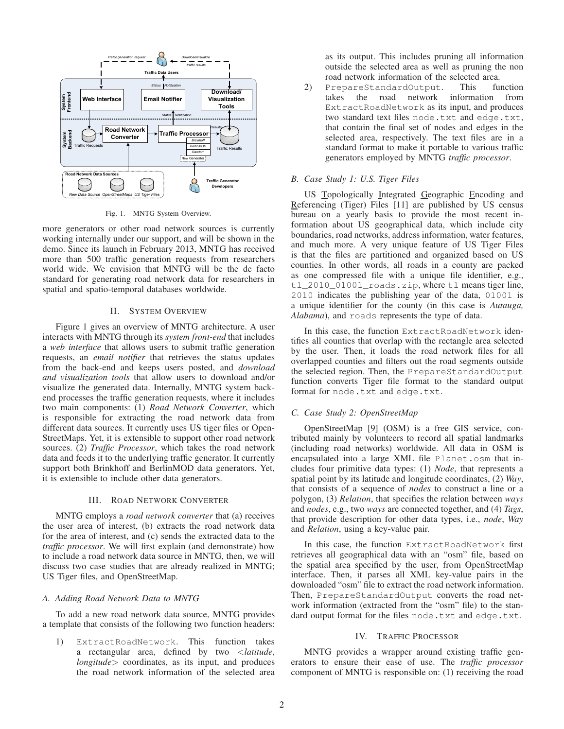Fig. 1. MNTG System Overview.

more generators or other road network sources is currently working internally under our support, and will be shown in the demo. Since its launch in February 2013, MNTG has received more than 500 traffic generation requests from researchers world wide. We envision that MNTG will be the de facto standard for generating road network data for researchers in spatial and spatio-temporal databases worldwide.

## II. System Overview

Figure 1 gives an overview of MNTG architecture. A user interacts with MNTG through its *system front-end* that includes a *web interface* that allows users to submit traffic generation requests, an *email notifier* that retrieves the status updates from the back-end and keeps users posted, and *download and visualization tools* that allow users to download and/or visualize the generated data. Internally, MNTG system back-end processes the traffic generation requests, where it includes two main components: (1) *Road Network Converter*, which is responsible for extracting the road network data from different data sources. It currently uses US tiger files or OpenStreetMaps. Yet, it is extensible to support other road network sources. (2) *Traffic Processor*, which takes the road network data and feeds it to the underlying traffic generator. It currently support both Brinkhoff and BerlinMOD data generators. Yet, it is extensible to include other data generators.

## III. Road Network Converter

MNTG employs a *road network converter* that (a) receives the user area of interest, (b) extracts the road network data for the area of interest, and (c) sends the extracted data to the *traffic processor*. We will first explain (and demonstrate) how to include a road network data source in MNTG, then, we will discuss two case studies that are already realized in MNTG; US Tiger files, and OpenStreetMap.

### A. Adding Road Network Data to MNTG

To add a new road network data source, MNTG provides a template that consists of the following two function headers:

1) `ExtractRoadNetwork`. This function takes a rectangular area, defined by two <*latitude*, *longitude*> coordinates, as its input, and produces the road network information of the selected area as its output. This includes pruning all information outside the selected area as well as pruning the non road network information of the selected area.
2) `PrepareStandardOutput`. This function takes the road network information from `ExtractRoadNetwork` as its input, and produces two standard text files `node.txt` and `edge.txt`, that contain the final set of nodes and edges in the selected area, respectively. The text files are in a standard format to make it portable to various traffic generators employed by MNTG *traffic processor*.

### B. Case Study 1: U.S. Tiger Files

US Topologically Integrated Geographic Encoding and Referencing (Tiger) Files [11] are published by US census bureau on a yearly basis to provide the most recent information about US geographical data, which include city boundaries, road networks, address information, water features, and much more. A very unique feature of US Tiger Files is that the files are partitioned and organized based on US counties. In other words, all roads in a county are packed as one compressed file with a unique file identifier, e.g., `tl_2010_01001_roads.zip`, where `tl` means tiger line, `2010` indicates the publishing year of the data, `01001` is a unique identifier for the county (in this case is *Autauga, Alabama*), and `roads` represents the type of data.

In this case, the function `ExtractRoadNetwork` identifies all counties that overlap with the rectangle area selected by the user. Then, it loads the road network files for all overlapped counties and filters out the road segments outside the selected region. Then, the `PrepareStandardOutput` function converts Tiger file format to the standard output format for `node.txt` and `edge.txt`.

### C. Case Study 2: OpenStreetMap

OpenStreetMap [9] (OSM) is a free GIS service, contributed mainly by volunteers to record all spatial landmarks (including road networks) worldwide. All data in OSM is encapsulated into a large XML file `Planet.osm` that includes four primitive data types: (1) *Node*, that represents a spatial point by its latitude and longitude coordinates, (2) *Way*, that consists of a sequence of *nodes* to construct a line or a polygon, (3) *Relation*, that specifies the relation between *ways* and *nodes*, e.g., two *ways* are connected together, and (4) *Tags*, that provide description for other data types, i.e., *node*, *Way* and *Relation*, using a key-value pair.

In this case, the function `ExtractRoadNetwork` first retrieves all geographical data with an "osm" file, based on the spatial area specified by the user, from OpenStreetMap interface. Then, it parses all XML key-value pairs in the downloaded "osm" file to extract the road network information. Then, `PrepareStandardOutput` converts the road network information (extracted from the "osm" file) to the standard output format for the files `node.txt` and `edge.txt`.

## IV. Traffic Processor

MNTG provides a wrapper around existing traffic generators to ensure their ease of use. The *traffic processor* component of MNTG is responsible on: (1) receiving the road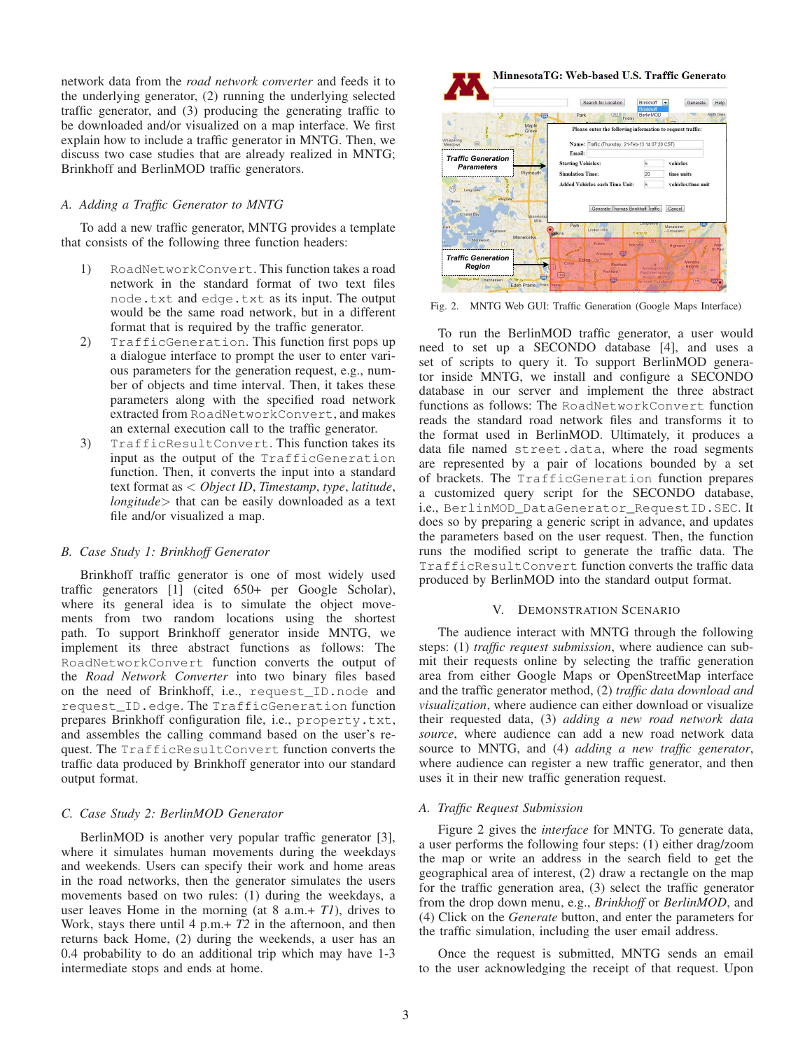network data from the *road network converter* and feeds it to the underlying generator, (2) running the underlying selected traffic generator, and (3) producing the generating traffic to be downloaded and/or visualized on a map interface. We first explain how to include a traffic generator in MNTG. Then, we discuss two case studies that are already realized in MNTG; Brinkhoff and BerlinMOD traffic generators.

### A. Adding a Traffic Generator to MNTG

To add a new traffic generator, MNTG provides a template that consists of the following three function headers:

1) `RoadNetworkConvert`. This function takes a road network in the standard format of two text files `node.txt` and `edge.txt` as its input. The output would be the same road network, but in a different format that is required by the traffic generator.
2) `TrafficGeneration`. This function first pops up a dialogue interface to prompt the user to enter various parameters for the generation request, e.g., number of objects and time interval. Then, it takes these parameters along with the specified road network extracted from `RoadNetworkConvert`, and makes an external execution call to the traffic generator.
3) `TrafficResultConvert`. This function takes its input as the output of the `TrafficGeneration` function. Then, it converts the input into a standard text format as < *Object ID*, *Timestamp*, *type*, *latitude*, *longitude*> that can be easily downloaded as a text file and/or visualized a map.

### B. Case Study 1: Brinkhoff Generator

Brinkhoff traffic generator is one of most widely used traffic generators [1] (cited 650+ per Google Scholar), where its general idea is to simulate the object movements from two random locations using the shortest path. To support Brinkhoff generator inside MNTG, we implement its three abstract functions as follows: The `RoadNetworkConvert` function converts the output of the *Road Network Converter* into two binary files based on the need of Brinkhoff, i.e., `request_ID.node` and `request_ID.edge`. The `TrafficGeneration` function prepares Brinkhoff configuration file, i.e., `property.txt`, and assembles the calling command based on the user's request. The `TrafficResultConvert` function converts the traffic data produced by Brinkhoff generator into our standard output format.

### C. Case Study 2: BerlinMOD Generator

BerlinMOD is another very popular traffic generator [3], where it simulates human movements during the weekdays and weekends. Users can specify their work and home areas in the road networks, then the generator simulates the users movements based on two rules: (1) during the weekdays, a user leaves Home in the morning (at 8 a.m.+ *T1*), drives to Work, stays there until 4 p.m.+ *T2* in the afternoon, and then returns back Home, (2) during the weekends, a user has an 0.4 probability to do an additional trip which may have 1-3 intermediate stops and ends at home.

Fig. 2. MNTG Web GUI: Traffic Generation (Google Maps Interface)

To run the BerlinMOD traffic generator, a user would need to set up a SECONDO database [4], and uses a set of scripts to query it. To support BerlinMOD generator inside MNTG, we install and configure a SECONDO database in our server and implement the three abstract functions as follows: The `RoadNetworkConvert` function reads the standard road network files and transforms it to the format used in BerlinMOD. Ultimately, it produces a data file named `street.data`, where the road segments are represented by a pair of locations bounded by a set of brackets. The `TrafficGeneration` function prepares a customized query script for the SECONDO database, i.e., `BerlinMOD_DataGenerator_RequestID.SEC`. It does so by preparing a generic script in advance, and updates the parameters based on the user request. Then, the function runs the modified script to generate the traffic data. The `TrafficResultConvert` function converts the traffic data produced by BerlinMOD into the standard output format.

## V. Demonstration Scenario

The audience interact with MNTG through the following steps: (1) *traffic request submission*, where audience can submit their requests online by selecting the traffic generation area from either Google Maps or OpenStreetMap interface and the traffic generator method, (2) *traffic data download and visualization*, where audience can either download or visualize their requested data, (3) *adding a new road network data source*, where audience can add a new road network data source to MNTG, and (4) *adding a new traffic generator*, where audience can register a new traffic generator, and then uses it in their new traffic generation request.

### A. Traffic Request Submission

Figure 2 gives the *interface* for MNTG. To generate data, a user performs the following four steps: (1) either drag/zoom the map or write an address in the search field to get the geographical area of interest, (2) draw a rectangle on the map for the traffic generation area, (3) select the traffic generator from the drop down menu, e.g., *Brinkhoff* or *BerlinMOD*, and (4) Click on the *Generate* button, and enter the parameters for the traffic simulation, including the user email address.

Once the request is submitted, MNTG sends an email to the user acknowledging the receipt of that request. Upon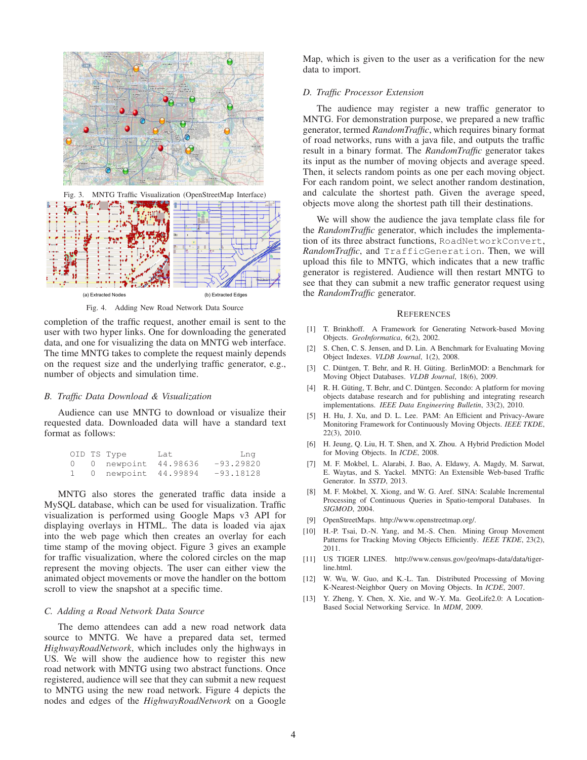Fig. 3. MNTG Traffic Visualization (OpenStreetMap Interface)

(a) Extracted Nodes

(b) Extracted Edges

Fig. 4. Adding New Road Network Data Source

completion of the traffic request, another email is sent to the user with two hyper links. One for downloading the generated data, and one for visualizing the data on MNTG web interface. The time MNTG takes to complete the request mainly depends on the request size and the underlying traffic generator, e.g., number of objects and simulation time.

### *B. Traffic Data Download & Visualization*

Audience can use MNTG to download or visualize their requested data. Downloaded data will have a standard text format as follows:

```
OID TS Type      Lat       Lng
0   0  newpoint  44.98636  -93.29820
1   0  newpoint  44.99894  -93.18128
```

MNTG also stores the generated traffic data inside a MySQL database, which can be used for visualization. Traffic visualization is performed using Google Maps v3 API for displaying overlays in HTML. The data is loaded via ajax into the web page which then creates an overlay for each time stamp of the moving object. Figure 3 gives an example for traffic visualization, where the colored circles on the map represent the moving objects. The user can either view the animated object movements or move the handler on the bottom scroll to view the snapshot at a specific time.

### *C. Adding a Road Network Data Source*

The demo attendees can add a new road network data source to MNTG. We have a prepared data set, termed *HighwayRoadNetwork*, which includes only the highways in US. We will show the audience how to register this new road network with MNTG using two abstract functions. Once registered, audience will see that they can submit a new request to MNTG using the new road network. Figure 4 depicts the nodes and edges of the *HighwayRoadNetwork* on a Google Map, which is given to the user as a verification for the new data to import.

### *D. Traffic Processor Extension*

The audience may register a new traffic generator to MNTG. For demonstration purpose, we prepared a new traffic generator, termed *RandomTraffic*, which requires binary format of road networks, runs with a java file, and outputs the traffic result in a binary format. The *RandomTraffic* generator takes its input as the number of moving objects and average speed. Then, it selects random points as one per each moving object. For each random point, we select another random destination, and calculate the shortest path. Given the average speed, objects move along the shortest path till their destinations.

We will show the audience the java template class file for the *RandomTraffic* generator, which includes the implementation of its three abstract functions, `RoadNetworkConvert`, *RandomTraffic*, and `TrafficGeneration`. Then, we will upload this file to MNTG, which indicates that a new traffic generator is registered. Audience will then restart MNTG to see that they can submit a new traffic generator request using the *RandomTraffic* generator.

## REFERENCES

[1] T. Brinkhoff. A Framework for Generating Network-based Moving Objects. *GeoInformatica*, 6(2), 2002.

[2] S. Chen, C. S. Jensen, and D. Lin. A Benchmark for Evaluating Moving Object Indexes. *VLDB Journal*, 1(2), 2008.

[3] C. Düntgen, T. Behr, and R. H. Güting. BerlinMOD: a Benchmark for Moving Object Databases. *VLDB Journal*, 18(6), 2009.

[4] R. H. Güting, T. Behr, and C. Düntgen. Secondo: A platform for moving objects database research and for publishing and integrating research implementations. *IEEE Data Engineering Bulletin*, 33(2), 2010.

[5] H. Hu, J. Xu, and D. L. Lee. PAM: An Efficient and Privacy-Aware Monitoring Framework for Continuously Moving Objects. *IEEE TKDE*, 22(3), 2010.

[6] H. Jeung, Q. Liu, H. T. Shen, and X. Zhou. A Hybrid Prediction Model for Moving Objects. In *ICDE*, 2008.

[7] M. F. Mokbel, L. Alarabi, J. Bao, A. Eldawy, A. Magdy, M. Sarwat, E. Waytas, and S. Yackel. MNTG: An Extensible Web-based Traffic Generator. In *SSTD*, 2013.

[8] M. F. Mokbel, X. Xiong, and W. G. Aref. SINA: Scalable Incremental Processing of Continuous Queries in Spatio-temporal Databases. In *SIGMOD*, 2004.

[9] OpenStreetMaps. http://www.openstreetmap.org/.

[10] H.-P. Tsai, D.-N. Yang, and M.-S. Chen. Mining Group Movement Patterns for Tracking Moving Objects Efficiently. *IEEE TKDE*, 23(2), 2011.

[11] US TIGER LINES. http://www.census.gov/geo/maps-data/data/tiger-line.html.

[12] W. Wu, W. Guo, and K.-L. Tan. Distributed Processing of Moving K-Nearest-Neighbor Query on Moving Objects. In *ICDE*, 2007.

[13] Y. Zheng, Y. Chen, X. Xie, and W.-Y. Ma. GeoLife2.0: A Location-Based Social Networking Service. In *MDM*, 2009.